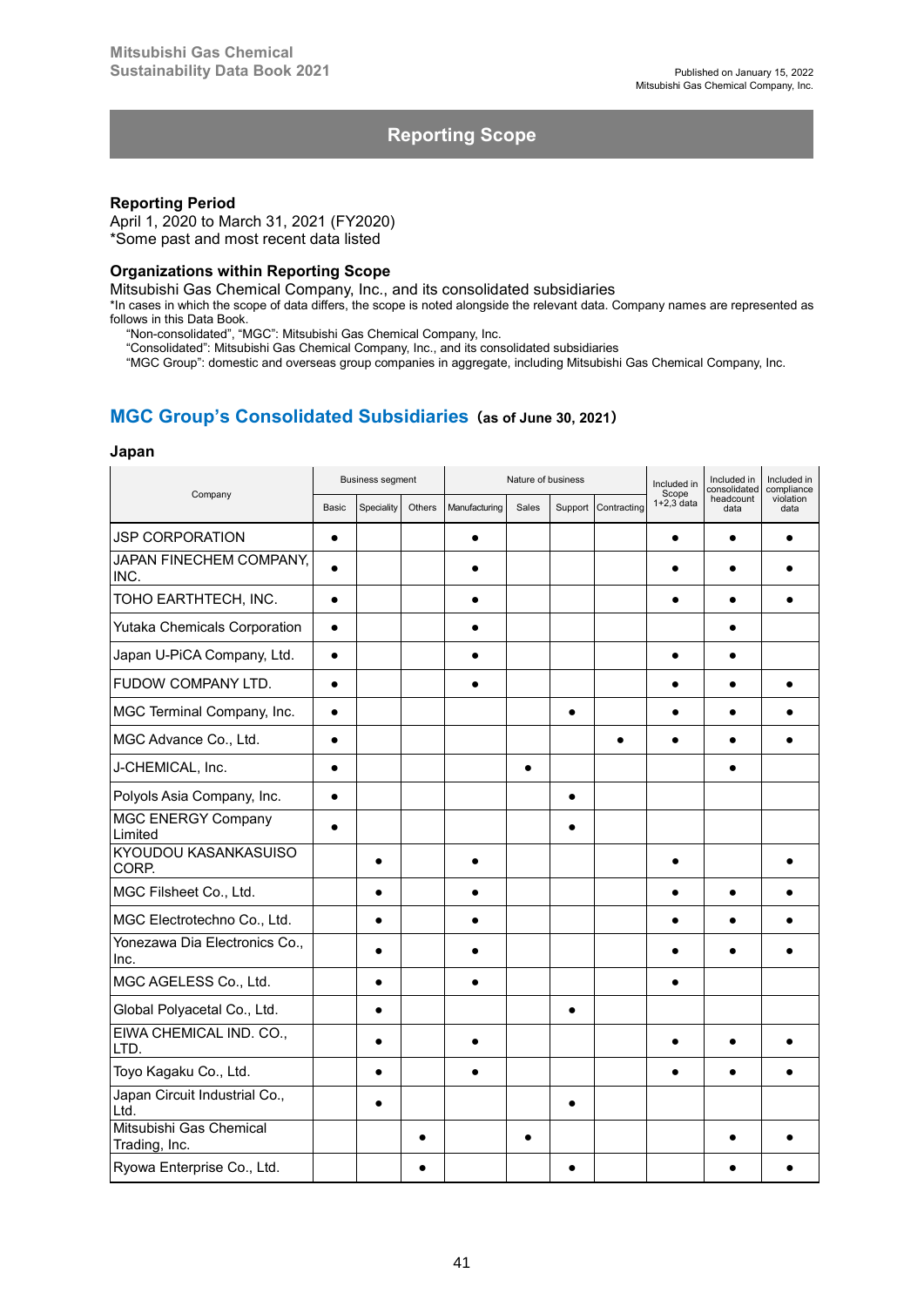## Reporting Scope

**Reporting Period**
April 1, 2020 to March 31, 2021 (FY2020)
*Some past and most recent data listed

**Organizations within Reporting Scope**
Mitsubishi Gas Chemical Company, Inc., and its consolidated subsidiaries
*In cases in which the scope of data differs, the scope is noted alongside the relevant data. Company names are represented as follows in this Data Book.
"Non-consolidated", "MGC": Mitsubishi Gas Chemical Company, Inc.
"Consolidated": Mitsubishi Gas Chemical Company, Inc., and its consolidated subsidiaries
"MGC Group": domestic and overseas group companies in aggregate, including Mitsubishi Gas Chemical Company, Inc.

## MGC Group's Consolidated Subsidiaries (as of June 30, 2021)

### Japan

| Company | Business segment | | | Nature of business | | | | Included in Scope 1+2,3 data | Included in consolidated headcount data | Included in compliance violation data |
|---|---|---|---|---|---|---|---|---|---|---|
| | Basic | Speciality | Others | Manufacturing | Sales | Support | Contracting | | | |
| JSP CORPORATION | ● | | | ● | | | | ● | ● | ● |
| JAPAN FINECHEM COMPANY, INC. | ● | | | ● | | | | ● | ● | ● |
| TOHO EARTHTECH, INC. | ● | | | ● | | | | ● | ● | ● |
| Yutaka Chemicals Corporation | ● | | | ● | | | | | ● | |
| Japan U-PiCA Company, Ltd. | ● | | | ● | | | | ● | ● | |
| FUDOW COMPANY LTD. | ● | | | ● | | | | ● | ● | ● |
| MGC Terminal Company, Inc. | ● | | | | | ● | | ● | ● | ● |
| MGC Advance Co., Ltd. | ● | | | | | | ● | ● | ● | ● |
| J-CHEMICAL, Inc. | ● | | | | ● | | | | ● | |
| Polyols Asia Company, Inc. | ● | | | | | ● | | | | |
| MGC ENERGY Company Limited | ● | | | | | ● | | | | |
| KYOUDOU KASANKASUISO CORP. | | ● | | ● | | | | ● | | ● |
| MGC Filsheet Co., Ltd. | | ● | | ● | | | | ● | ● | ● |
| MGC Electrotechno Co., Ltd. | | ● | | ● | | | | ● | ● | ● |
| Yonezawa Dia Electronics Co., Inc. | | ● | | ● | | | | ● | ● | ● |
| MGC AGELESS Co., Ltd. | | ● | | ● | | | | ● | | |
| Global Polyacetal Co., Ltd. | | ● | | | | ● | | | | |
| EIWA CHEMICAL IND. CO., LTD. | | ● | | ● | | | | ● | ● | ● |
| Toyo Kagaku Co., Ltd. | | ● | | ● | | | | ● | ● | ● |
| Japan Circuit Industrial Co., Ltd. | | ● | | | | ● | | | | |
| Mitsubishi Gas Chemical Trading, Inc. | | | ● | | ● | | | | ● | ● |
| Ryowa Enterprise Co., Ltd. | | | ● | | | ● | | | ● | ● |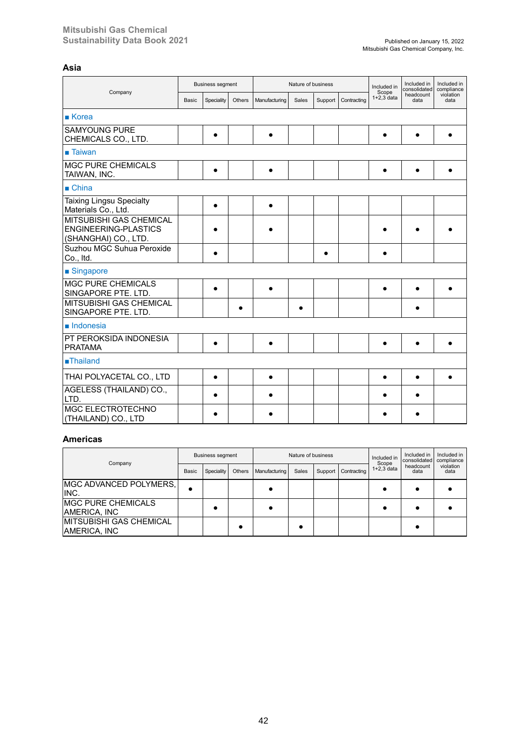## Asia

| Company | Business segment | | | Nature of business | | | | Included in Scope 1+2,3 data | Included in consolidated headcount data | Included in compliance violation data |
|---|---|---|---|---|---|---|---|---|---|---|
| | Basic | Speciality | Others | Manufacturing | Sales | Support | Contracting | | | |
| ■ Korea | | | | | | | | | | |
| SAMYOUNG PURE CHEMICALS CO., LTD. | | ● | | ● | | | | ● | ● | ● |
| ■ Taiwan | | | | | | | | | | |
| MGC PURE CHEMICALS TAIWAN, INC. | | ● | | ● | | | | ● | ● | ● |
| ■ China | | | | | | | | | | |
| Taixing Lingsu Specialty Materials Co., Ltd. | | ● | | ● | | | | | | |
| MITSUBISHI GAS CHEMICAL ENGINEERING-PLASTICS (SHANGHAI) CO., LTD. | | ● | | ● | | | | ● | ● | ● |
| Suzhou MGC Suhua Peroxide Co., ltd. | | ● | | | | ● | | ● | | |
| ■ Singapore | | | | | | | | | | |
| MGC PURE CHEMICALS SINGAPORE PTE. LTD. | | ● | | ● | | | | ● | ● | ● |
| MITSUBISHI GAS CHEMICAL SINGAPORE PTE. LTD. | | | ● | | ● | | | | ● | |
| ■ Indonesia | | | | | | | | | | |
| PT PEROKSIDA INDONESIA PRATAMA | | ● | | ● | | | | ● | ● | ● |
| ■Thailand | | | | | | | | | | |
| THAI POLYACETAL CO., LTD | | ● | | ● | | | | ● | ● | ● |
| AGELESS (THAILAND) CO., LTD. | | ● | | ● | | | | ● | ● | |
| MGC ELECTROTECHNO (THAILAND) CO., LTD | | ● | | ● | | | | ● | ● | |

## Americas

| Company | Business segment | | | Nature of business | | | | Included in Scope 1+2,3 data | Included in consolidated headcount data | Included in compliance violation data |
|---|---|---|---|---|---|---|---|---|---|---|
| | Basic | Speciality | Others | Manufacturing | Sales | Support | Contracting | | | |
| MGC ADVANCED POLYMERS, INC. | ● | | | ● | | | | ● | ● | ● |
| MGC PURE CHEMICALS AMERICA, INC | | ● | | ● | | | | ● | ● | ● |
| MITSUBISHI GAS CHEMICAL AMERICA, INC | | | ● | | ● | | | | ● | |